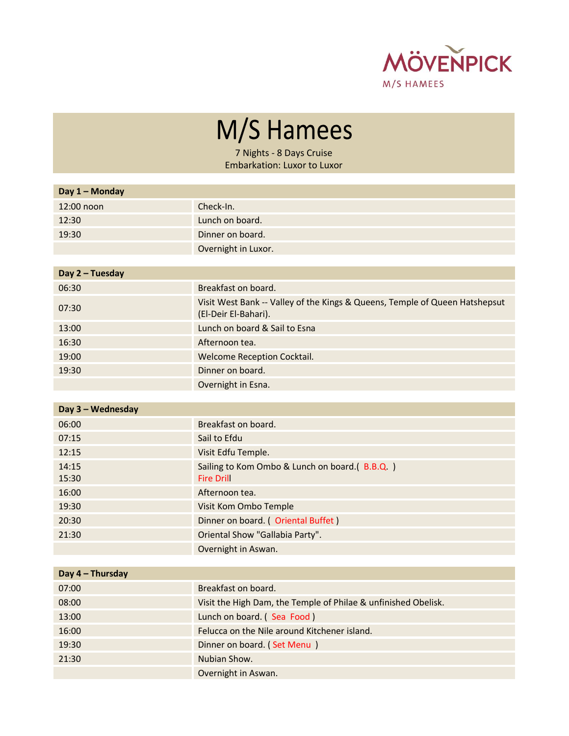MÖVENPICK
M/S HAMEES

# M/S Hamees

7 Nights - 8 Days Cruise
Embarkation: Luxor to Luxor

| Day 1 – Monday | |
|---|---|
| 12:00 noon | Check-In. |
| 12:30 | Lunch on board. |
| 19:30 | Dinner on board. |
| | Overnight in Luxor. |

| Day 2 – Tuesday | |
|---|---|
| 06:30 | Breakfast on board. |
| 07:30 | Visit West Bank -- Valley of the Kings & Queens, Temple of Queen Hatshepsut (El-Deir El-Bahari). |
| 13:00 | Lunch on board & Sail to Esna |
| 16:30 | Afternoon tea. |
| 19:00 | Welcome Reception Cocktail. |
| 19:30 | Dinner on board. |
| | Overnight in Esna. |

| Day 3 – Wednesday | |
|---|---|
| 06:00 | Breakfast on board. |
| 07:15 | Sail to Efdu |
| 12:15 | Visit Edfu Temple. |
| 14:15 | Sailing to Kom Ombo & Lunch on board.( B.B.Q. ) |
| 15:30 | Fire Drill |
| 16:00 | Afternoon tea. |
| 19:30 | Visit Kom Ombo Temple |
| 20:30 | Dinner on board. ( Oriental Buffet ) |
| 21:30 | Oriental Show "Gallabia Party". |
| | Overnight in Aswan. |

| Day 4 – Thursday | |
|---|---|
| 07:00 | Breakfast on board. |
| 08:00 | Visit the High Dam, the Temple of Philae & unfinished Obelisk. |
| 13:00 | Lunch on board. ( Sea Food ) |
| 16:00 | Felucca on the Nile around Kitchener island. |
| 19:30 | Dinner on board. ( Set Menu ) |
| 21:30 | Nubian Show. |
| | Overnight in Aswan. |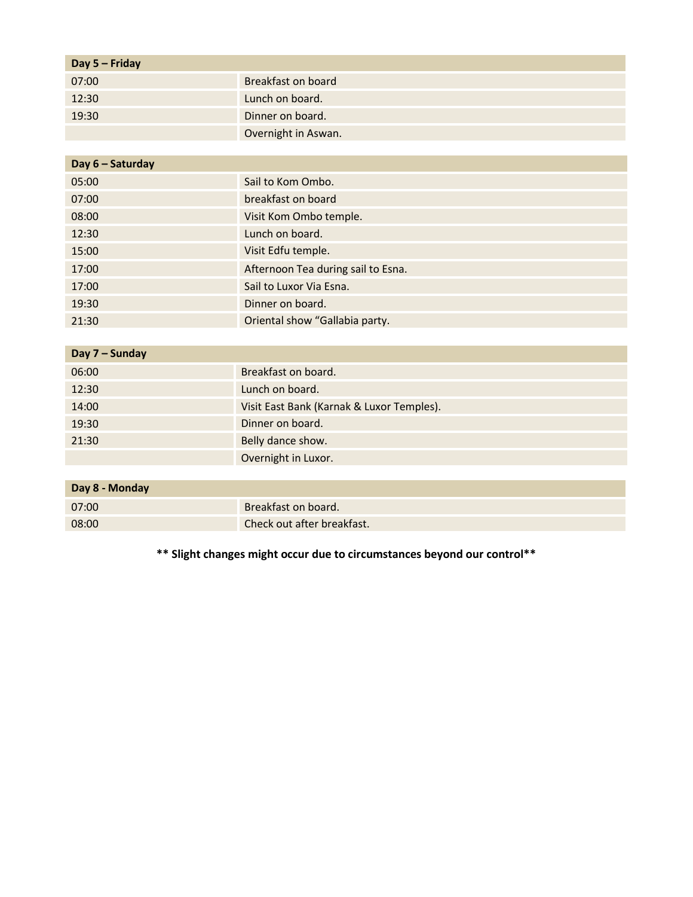| Day 5 – Friday | |
| --- | --- |
| 07:00 | Breakfast on board |
| 12:30 | Lunch on board. |
| 19:30 | Dinner on board. |
| | Overnight in Aswan. |

| Day 6 – Saturday | |
| --- | --- |
| 05:00 | Sail to Kom Ombo. |
| 07:00 | breakfast on board |
| 08:00 | Visit Kom Ombo temple. |
| 12:30 | Lunch on board. |
| 15:00 | Visit Edfu temple. |
| 17:00 | Afternoon Tea during sail to Esna. |
| 17:00 | Sail to Luxor Via Esna. |
| 19:30 | Dinner on board. |
| 21:30 | Oriental show "Gallabia party. |

| Day 7 – Sunday | |
| --- | --- |
| 06:00 | Breakfast on board. |
| 12:30 | Lunch on board. |
| 14:00 | Visit East Bank (Karnak & Luxor Temples). |
| 19:30 | Dinner on board. |
| 21:30 | Belly dance show. |
| | Overnight in Luxor. |

| Day 8 - Monday | |
| --- | --- |
| 07:00 | Breakfast on board. |
| 08:00 | Check out after breakfast. |

**** Slight changes might occur due to circumstances beyond our control****